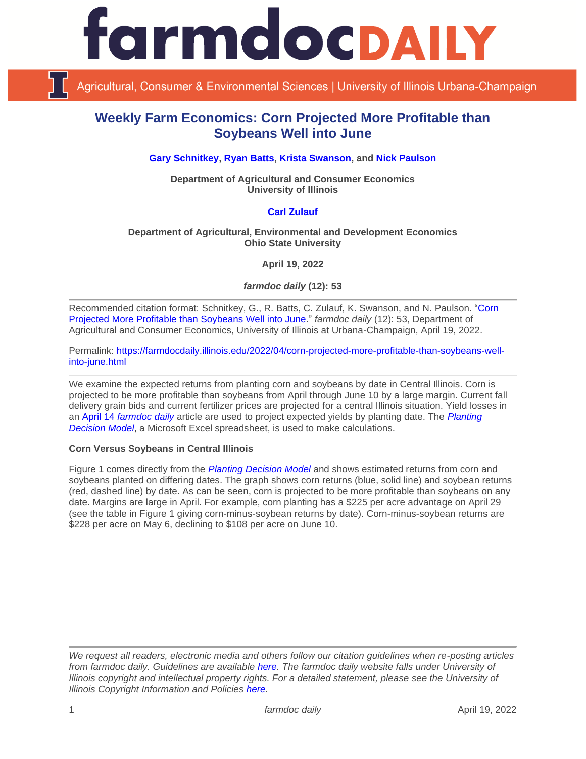# Weekly Farm Economics: Corn Projected More Profitable than Soybeans Well into June

**Gary Schnitkey, Ryan Batts, Krista Swanson, and Nick Paulson**

**Department of Agricultural and Consumer Economics**
**University of Illinois**

**Carl Zulauf**

**Department of Agricultural, Environmental and Development Economics**
**Ohio State University**

**April 19, 2022**

***farmdoc daily* (12): 53**

---

Recommended citation format: Schnitkey, G., R. Batts, C. Zulauf, K. Swanson, and N. Paulson. "Corn Projected More Profitable than Soybeans Well into June." *farmdoc daily* (12): 53, Department of Agricultural and Consumer Economics, University of Illinois at Urbana-Champaign, April 19, 2022.

Permalink: https://farmdocdaily.illinois.edu/2022/04/corn-projected-more-profitable-than-soybeans-well-into-june.html

---

We examine the expected returns from planting corn and soybeans by date in Central Illinois. Corn is projected to be more profitable than soybeans from April through June 10 by a large margin. Current fall delivery grain bids and current fertilizer prices are projected for a central Illinois situation. Yield losses in an April 14 *farmdoc daily* article are used to project expected yields by planting date. The *Planting Decision Model*, a Microsoft Excel spreadsheet, is used to make calculations.

**Corn Versus Soybeans in Central Illinois**

Figure 1 comes directly from the *Planting Decision Model* and shows estimated returns from corn and soybeans planted on differing dates. The graph shows corn returns (blue, solid line) and soybean returns (red, dashed line) by date. As can be seen, corn is projected to be more profitable than soybeans on any date. Margins are large in April. For example, corn planting has a $225 per acre advantage on April 29 (see the table in Figure 1 giving corn-minus-soybean returns by date). Corn-minus-soybean returns are $228 per acre on May 6, declining to $108 per acre on June 10.

---

*We request all readers, electronic media and others follow our citation guidelines when re-posting articles from farmdoc daily. Guidelines are available here. The farmdoc daily website falls under University of Illinois copyright and intellectual property rights. For a detailed statement, please see the University of Illinois Copyright Information and Policies here.*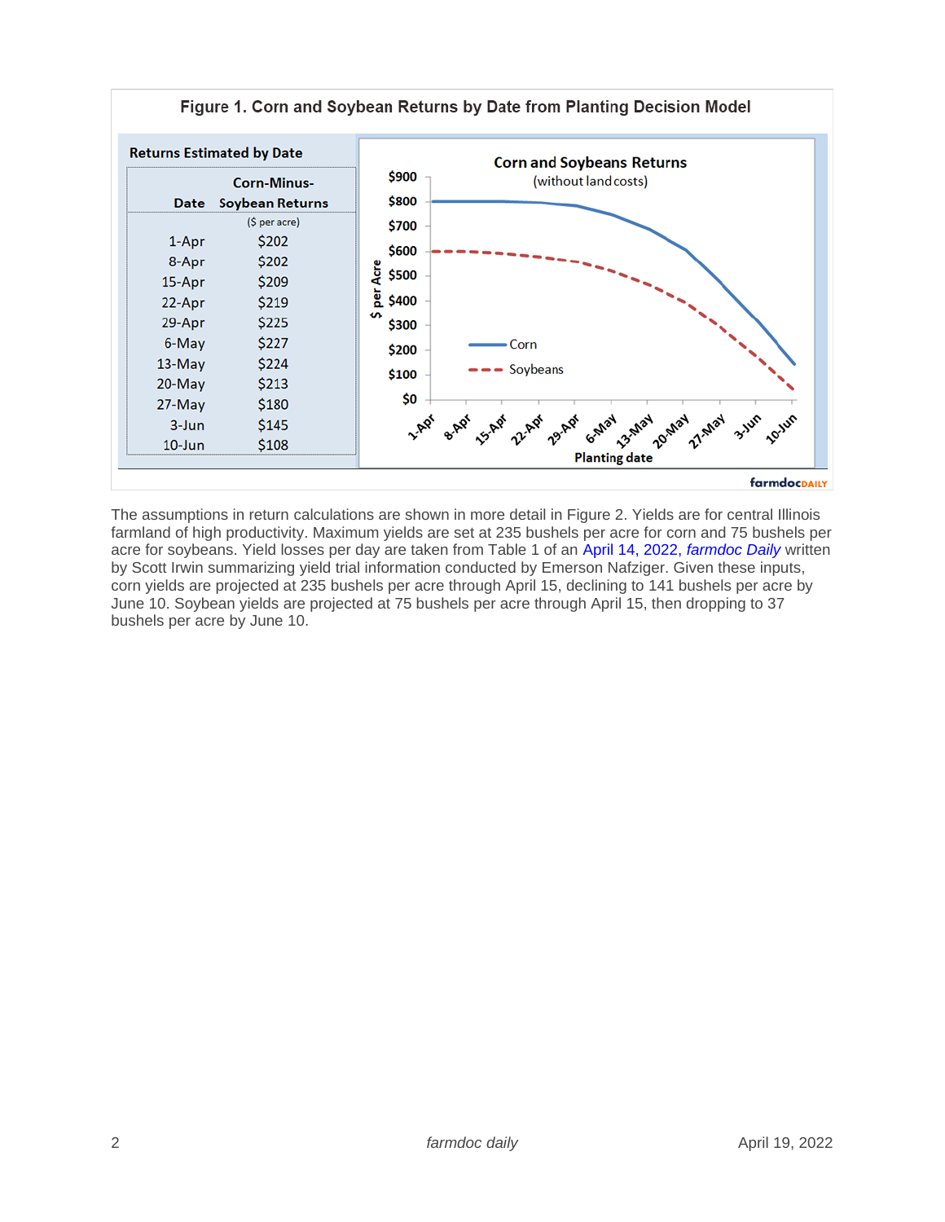**Figure 1. Corn and Soybean Returns by Date from Planting Decision Model**

**Returns Estimated by Date**

| Date | Corn-Minus-Soybean Returns |
|---|---|
| | ($ per acre) |
| 1-Apr | $202 |
| 8-Apr | $202 |
| 15-Apr | $209 |
| 22-Apr | $219 |
| 29-Apr | $225 |
| 6-May | $227 |
| 13-May | $224 |
| 20-May | $213 |
| 27-May | $180 |
| 3-Jun | $145 |
| 10-Jun | $108 |

The assumptions in return calculations are shown in more detail in Figure 2. Yields are for central Illinois farmland of high productivity. Maximum yields are set at 235 bushels per acre for corn and 75 bushels per acre for soybeans. Yield losses per day are taken from Table 1 of an April 14, 2022, *farmdoc Daily* written by Scott Irwin summarizing yield trial information conducted by Emerson Nafziger. Given these inputs, corn yields are projected at 235 bushels per acre through April 15, declining to 141 bushels per acre by June 10. Soybean yields are projected at 75 bushels per acre through April 15, then dropping to 37 bushels per acre by June 10.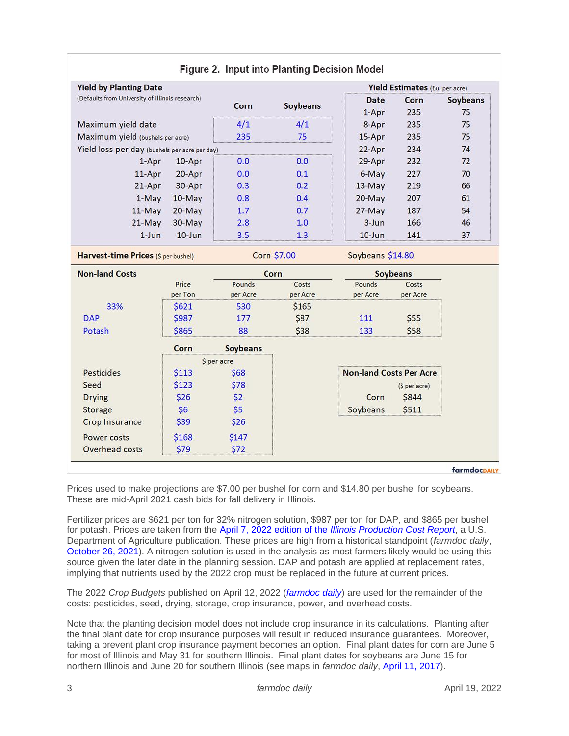**Figure 2. Input into Planting Decision Model**

**Yield by Planting Date**
(Defaults from University of Illinois research)

| | | Corn | Soybeans |
|---|---|---|---|
| Maximum yield date | | 4/1 | 4/1 |
| Maximum yield (bushels per acre) | | 235 | 75 |
| Yield loss per day (bushels per acre per day) | | | |
| 1-Apr | 10-Apr | 0.0 | 0.0 |
| 11-Apr | 20-Apr | 0.0 | 0.1 |
| 21-Apr | 30-Apr | 0.3 | 0.2 |
| 1-May | 10-May | 0.8 | 0.4 |
| 11-May | 20-May | 1.7 | 0.7 |
| 21-May | 30-May | 2.8 | 1.0 |
| 1-Jun | 10-Jun | 3.5 | 1.3 |

**Yield Estimates** (Bu. per acre)

| Date | Corn | Soybeans |
|---|---|---|
| 1-Apr | 235 | 75 |
| 8-Apr | 235 | 75 |
| 15-Apr | 235 | 75 |
| 22-Apr | 234 | 74 |
| 29-Apr | 232 | 72 |
| 6-May | 227 | 70 |
| 13-May | 219 | 66 |
| 20-May | 207 | 61 |
| 27-May | 187 | 54 |
| 3-Jun | 166 | 46 |
| 10-Jun | 141 | 37 |

**Harvest-time Prices** ($ per bushel) — Corn $7.00 — Soybeans $14.80

**Non-land Costs**

| | Price per Ton | Corn Pounds per Acre | Corn Costs per Acre | Soybeans Pounds per Acre | Soybeans Costs per Acre |
|---|---|---|---|---|---|
| 33% | $621 | 530 | $165 | | |
| DAP | $987 | 177 | $87 | 111 | $55 |
| Potash | $865 | 88 | $38 | 133 | $58 |

| ($ per acre) | Corn | Soybeans |
|---|---|---|
| Pesticides | $113 | $68 |
| Seed | $123 | $78 |
| Drying | $26 | $2 |
| Storage | $6 | $5 |
| Crop Insurance | $39 | $26 |
| Power costs | $168 | $147 |
| Overhead costs | $79 | $72 |

| Non-land Costs Per Acre ($ per acre) | |
|---|---|
| Corn | $844 |
| Soybeans | $511 |

Prices used to make projections are $7.00 per bushel for corn and $14.80 per bushel for soybeans. These are mid-April 2021 cash bids for fall delivery in Illinois.

Fertilizer prices are $621 per ton for 32% nitrogen solution, $987 per ton for DAP, and $865 per bushel for potash. Prices are taken from the April 7, 2022 edition of the *Illinois Production Cost Report*, a U.S. Department of Agriculture publication. These prices are high from a historical standpoint (*farmdoc daily*, October 26, 2021). A nitrogen solution is used in the analysis as most farmers likely would be using this source given the later date in the planning session. DAP and potash are applied at replacement rates, implying that nutrients used by the 2022 crop must be replaced in the future at current prices.

The 2022 *Crop Budgets* published on April 12, 2022 (*farmdoc daily*) are used for the remainder of the costs: pesticides, seed, drying, storage, crop insurance, power, and overhead costs.

Note that the planting decision model does not include crop insurance in its calculations. Planting after the final plant date for crop insurance purposes will result in reduced insurance guarantees. Moreover, taking a prevent plant crop insurance payment becomes an option. Final plant dates for corn are June 5 for most of Illinois and May 31 for southern Illinois. Final plant dates for soybeans are June 15 for northern Illinois and June 20 for southern Illinois (see maps in *farmdoc daily*, April 11, 2017).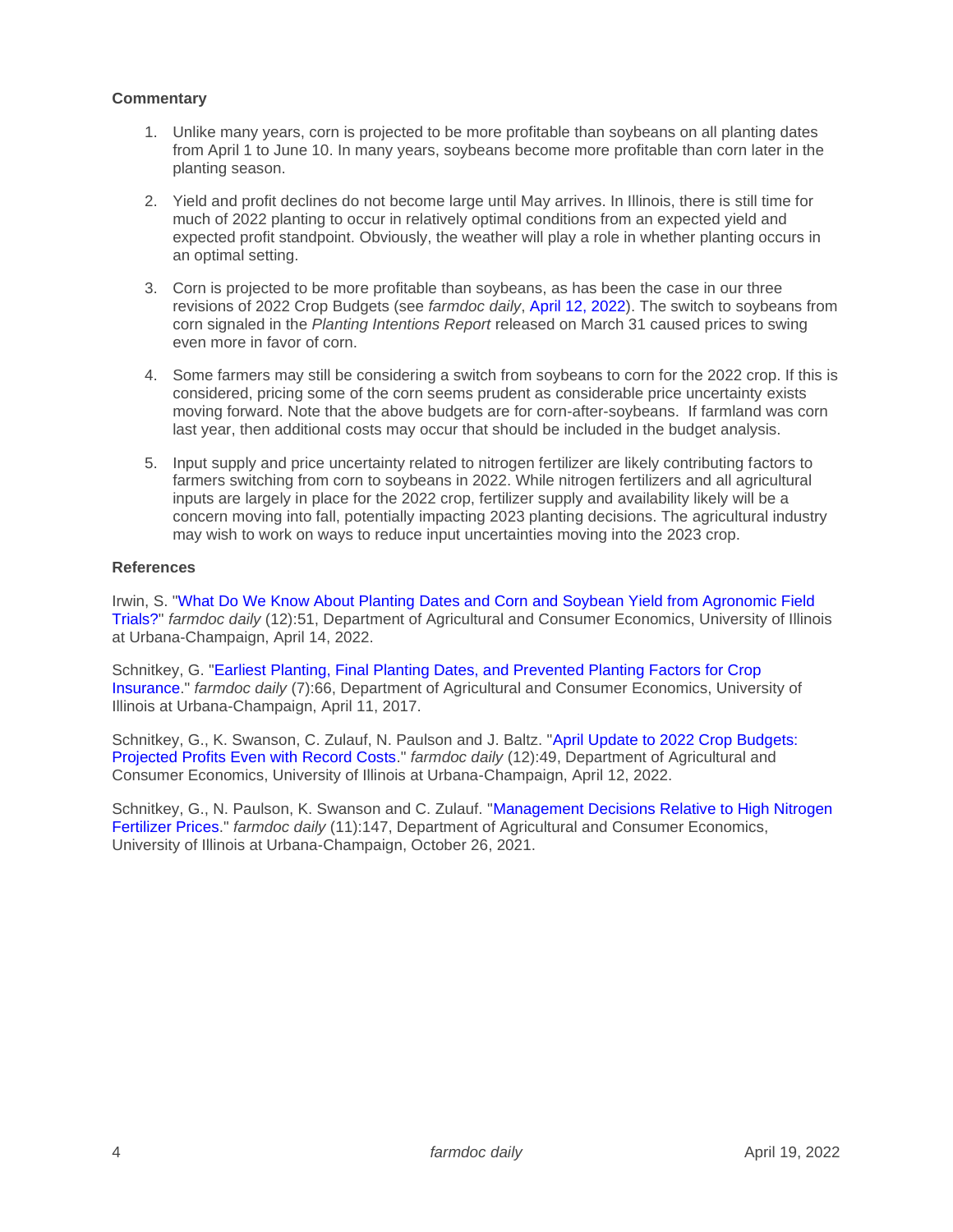**Commentary**

1. Unlike many years, corn is projected to be more profitable than soybeans on all planting dates from April 1 to June 10. In many years, soybeans become more profitable than corn later in the planting season.

2. Yield and profit declines do not become large until May arrives. In Illinois, there is still time for much of 2022 planting to occur in relatively optimal conditions from an expected yield and expected profit standpoint. Obviously, the weather will play a role in whether planting occurs in an optimal setting.

3. Corn is projected to be more profitable than soybeans, as has been the case in our three revisions of 2022 Crop Budgets (see *farmdoc daily*, April 12, 2022). The switch to soybeans from corn signaled in the *Planting Intentions Report* released on March 31 caused prices to swing even more in favor of corn.

4. Some farmers may still be considering a switch from soybeans to corn for the 2022 crop. If this is considered, pricing some of the corn seems prudent as considerable price uncertainty exists moving forward. Note that the above budgets are for corn-after-soybeans. If farmland was corn last year, then additional costs may occur that should be included in the budget analysis.

5. Input supply and price uncertainty related to nitrogen fertilizer are likely contributing factors to farmers switching from corn to soybeans in 2022. While nitrogen fertilizers and all agricultural inputs are largely in place for the 2022 crop, fertilizer supply and availability likely will be a concern moving into fall, potentially impacting 2023 planting decisions. The agricultural industry may wish to work on ways to reduce input uncertainties moving into the 2023 crop.

**References**

Irwin, S. "What Do We Know About Planting Dates and Corn and Soybean Yield from Agronomic Field Trials?" *farmdoc daily* (12):51, Department of Agricultural and Consumer Economics, University of Illinois at Urbana-Champaign, April 14, 2022.

Schnitkey, G. "Earliest Planting, Final Planting Dates, and Prevented Planting Factors for Crop Insurance." *farmdoc daily* (7):66, Department of Agricultural and Consumer Economics, University of Illinois at Urbana-Champaign, April 11, 2017.

Schnitkey, G., K. Swanson, C. Zulauf, N. Paulson and J. Baltz. "April Update to 2022 Crop Budgets: Projected Profits Even with Record Costs." *farmdoc daily* (12):49, Department of Agricultural and Consumer Economics, University of Illinois at Urbana-Champaign, April 12, 2022.

Schnitkey, G., N. Paulson, K. Swanson and C. Zulauf. "Management Decisions Relative to High Nitrogen Fertilizer Prices." *farmdoc daily* (11):147, Department of Agricultural and Consumer Economics, University of Illinois at Urbana-Champaign, October 26, 2021.